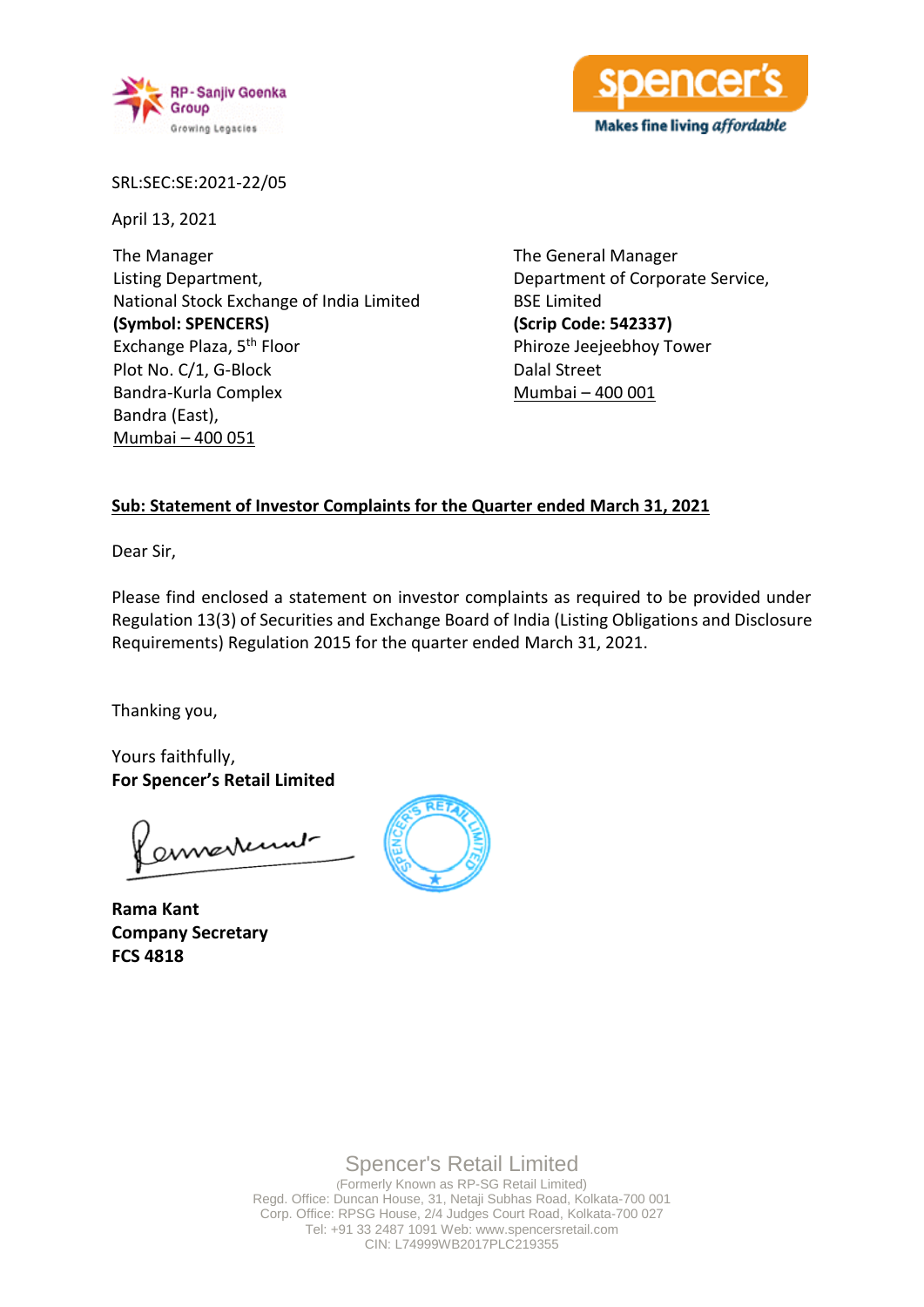SRL:SEC:SE:2021-22/05

April 13, 2021

The Manager
Listing Department,
National Stock Exchange of India Limited
**(Symbol: SPENCERS)**
Exchange Plaza, 5th Floor
Plot No. C/1, G-Block
Bandra-Kurla Complex
Bandra (East),
Mumbai – 400 051

The General Manager
Department of Corporate Service,
BSE Limited
**(Scrip Code: 542337)**
Phiroze Jeejeebhoy Tower
Dalal Street
Mumbai – 400 001

**Sub: Statement of Investor Complaints for the Quarter ended March 31, 2021**

Dear Sir,

Please find enclosed a statement on investor complaints as required to be provided under Regulation 13(3) of Securities and Exchange Board of India (Listing Obligations and Disclosure Requirements) Regulation 2015 for the quarter ended March 31, 2021.

Thanking you,

Yours faithfully,
**For Spencer's Retail Limited**

**Rama Kant**
**Company Secretary**
**FCS 4818**

Spencer's Retail Limited
(Formerly Known as RP-SG Retail Limited)
Regd. Office: Duncan House, 31, Netaji Subhas Road, Kolkata-700 001
Corp. Office: RPSG House, 2/4 Judges Court Road, Kolkata-700 027
Tel: +91 33 2487 1091 Web: www.spencersretail.com
CIN: L74999WB2017PLC219355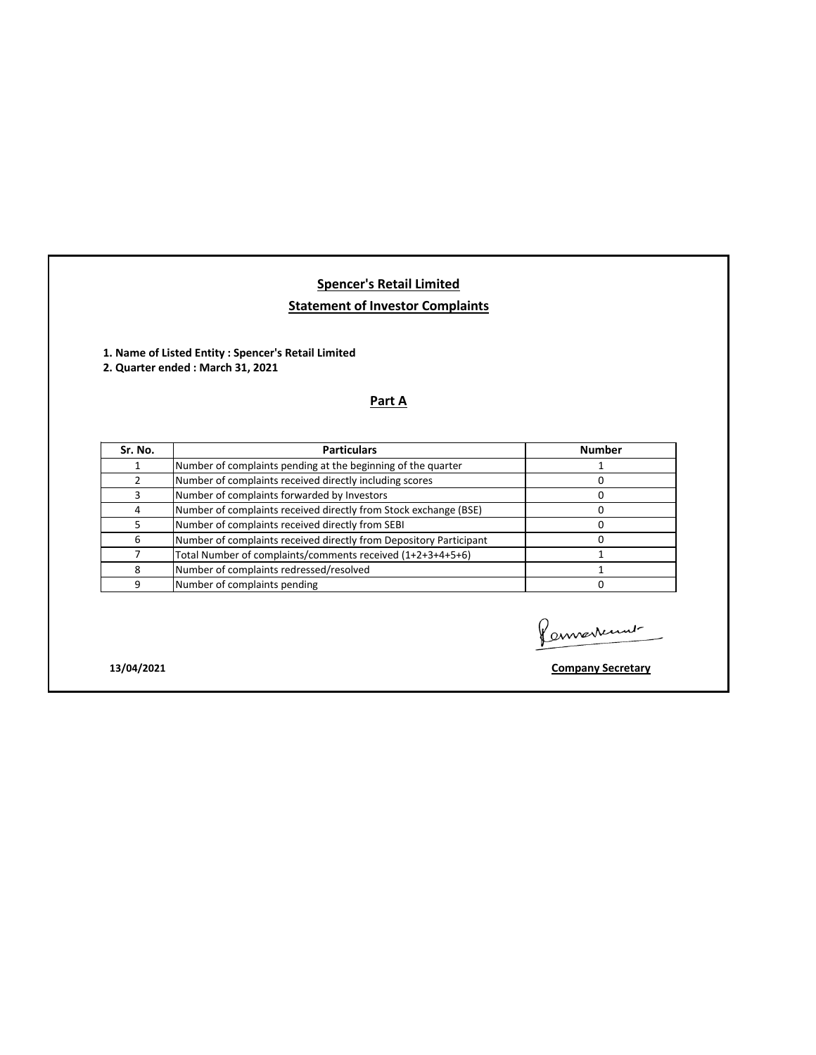# Spencer's Retail Limited

## Statement of Investor Complaints

**1. Name of Listed Entity : Spencer's Retail Limited**
**2. Quarter ended : March 31, 2021**

### Part A

| Sr. No. | Particulars | Number |
|---|---|---|
| 1 | Number of complaints pending at the beginning of the quarter | 1 |
| 2 | Number of complaints received directly including scores | 0 |
| 3 | Number of complaints forwarded by Investors | 0 |
| 4 | Number of complaints received directly from Stock exchange (BSE) | 0 |
| 5 | Number of complaints received directly from SEBI | 0 |
| 6 | Number of complaints received directly from Depository Participant | 0 |
| 7 | Total Number of complaints/comments received (1+2+3+4+5+6) | 1 |
| 8 | Number of complaints redressed/resolved | 1 |
| 9 | Number of complaints pending | 0 |

**13/04/2021**

**Company Secretary**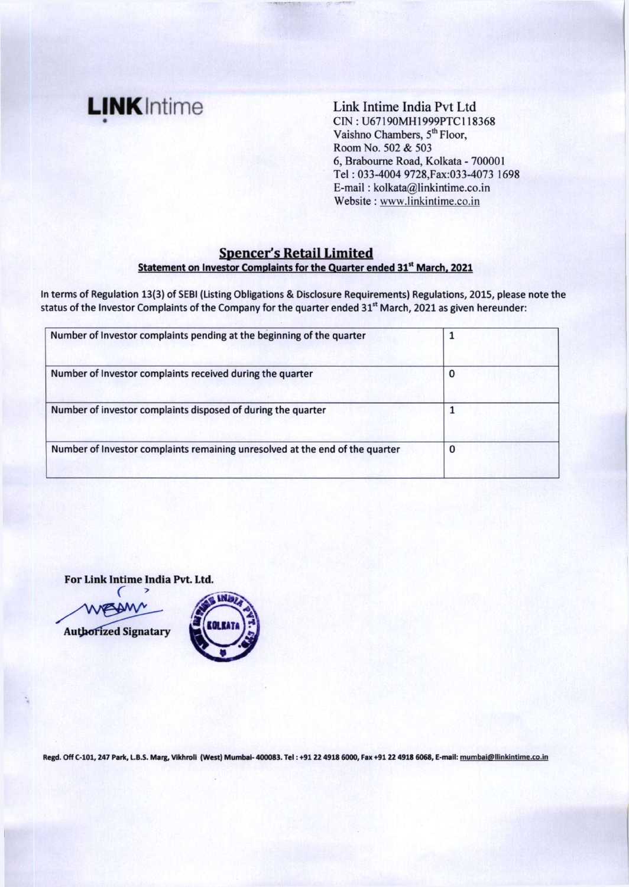**LINK**Intime

Link Intime India Pvt Ltd
CIN : U67190MH1999PTC118368
Vaishno Chambers, 5th Floor,
Room No. 502 & 503
6, Brabourne Road, Kolkata - 700001
Tel : 033-4004 9728,Fax:033-4073 1698
E-mail : kolkata@linkintime.co.in
Website : www.linkintime.co.in

## Spencer's Retail Limited

**Statement on Investor Complaints for the Quarter ended 31st March, 2021**

In terms of Regulation 13(3) of SEBI (Listing Obligations & Disclosure Requirements) Regulations, 2015, please note the status of the Investor Complaints of the Company for the quarter ended 31st March, 2021 as given hereunder:

| | |
|---|---|
| Number of Investor complaints pending at the beginning of the quarter | 1 |
| Number of Investor complaints received during the quarter | 0 |
| Number of investor complaints disposed of during the quarter | 1 |
| Number of Investor complaints remaining unresolved at the end of the quarter | 0 |

**For Link Intime India Pvt. Ltd.**

**Authorized Signatary**

Regd. Off C-101, 247 Park, L.B.S. Marg, Vikhroli (West) Mumbai- 400083. Tel : +91 22 4918 6000, Fax +91 22 4918 6068, E-mail: mumbai@linkintime.co.in